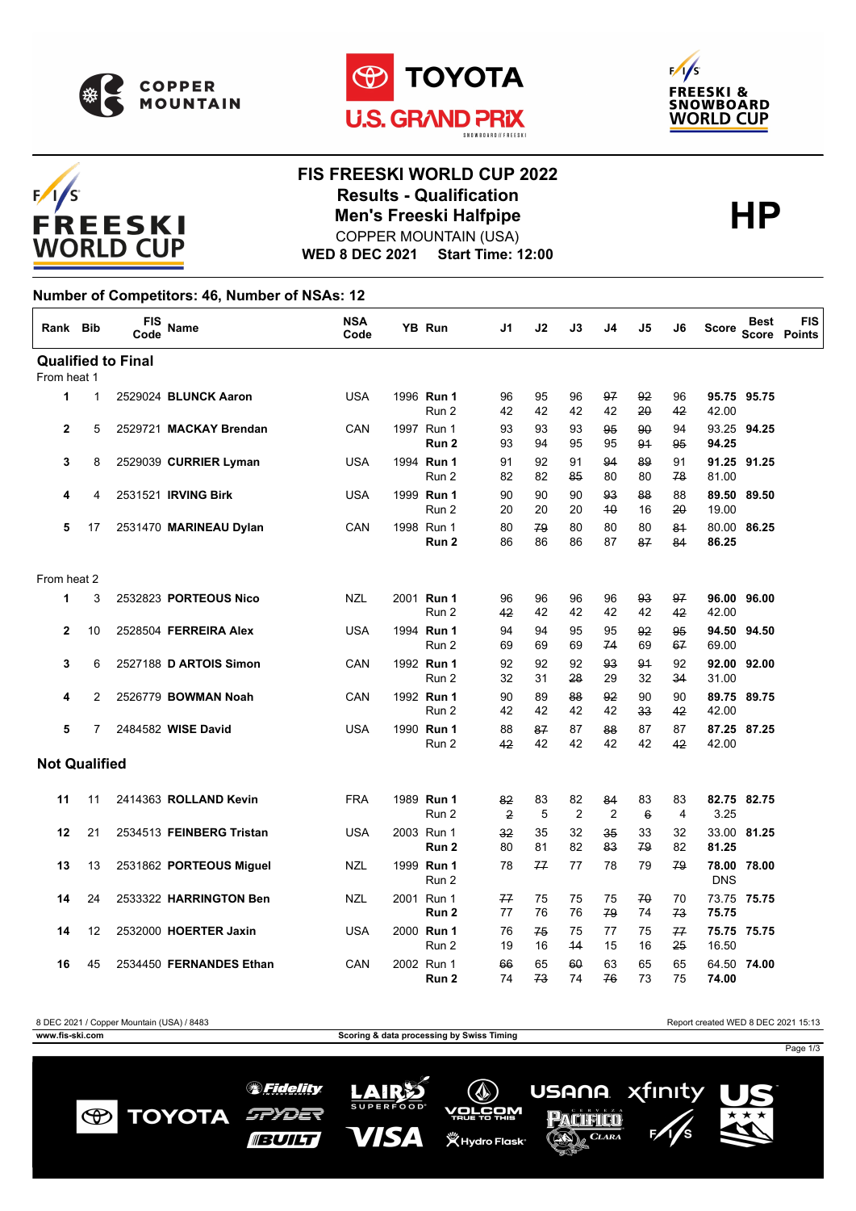# FIS FREESKI WORLD CUP 2022

## Results - Qualification

## Men's Freeski Halfpipe

COPPER MOUNTAIN (USA)

**WED 8 DEC 2021 Start Time: 12:00**

**HP**

### Number of Competitors: 46, Number of NSAs: 12

| Rank | Bib | FIS Code | Name | NSA Code | YB | Run | J1 | J2 | J3 | J4 | J5 | J6 | Score | Best Score | FIS Points |
|---|---|---|---|---|---|---|---|---|---|---|---|---|---|---|---|
| **Qualified to Final** | | | | | | | | | | | | | | | |
| From heat 1 | | | | | | | | | | | | | | | |
| 1 | 1 | 2529024 | **BLUNCK Aaron** | USA | 1996 | **Run 1** | 96 | 95 | 96 | ~~97~~ | ~~92~~ | 96 | **95.75** | **95.75** | |
| | | | | | | Run 2 | 42 | 42 | 42 | 42 | ~~20~~ | ~~42~~ | 42.00 | | |
| 2 | 5 | 2529721 | **MACKAY Brendan** | CAN | 1997 | Run 1 | 93 | 93 | 93 | ~~95~~ | ~~90~~ | 94 | 93.25 | **94.25** | |
| | | | | | | **Run 2** | 93 | 94 | 95 | 95 | ~~91~~ | ~~95~~ | **94.25** | | |
| 3 | 8 | 2529039 | **CURRIER Lyman** | USA | 1994 | **Run 1** | 91 | 92 | 91 | ~~94~~ | ~~89~~ | 91 | **91.25** | **91.25** | |
| | | | | | | Run 2 | 82 | 82 | ~~85~~ | 80 | 80 | ~~78~~ | 81.00 | | |
| 4 | 4 | 2531521 | **IRVING Birk** | USA | 1999 | **Run 1** | 90 | 90 | 90 | ~~93~~ | ~~88~~ | 88 | **89.50** | **89.50** | |
| | | | | | | Run 2 | 20 | 20 | 20 | ~~40~~ | 16 | ~~20~~ | 19.00 | | |
| 5 | 17 | 2531470 | **MARINEAU Dylan** | CAN | 1998 | Run 1 | 80 | ~~79~~ | 80 | 80 | 80 | ~~81~~ | 80.00 | **86.25** | |
| | | | | | | **Run 2** | 86 | 86 | 86 | 87 | ~~87~~ | ~~84~~ | **86.25** | | |
| From heat 2 | | | | | | | | | | | | | | | |
| 1 | 3 | 2532823 | **PORTEOUS Nico** | NZL | 2001 | **Run 1** | 96 | 96 | 96 | 96 | ~~93~~ | ~~97~~ | **96.00** | **96.00** | |
| | | | | | | Run 2 | ~~42~~ | 42 | 42 | 42 | 42 | ~~42~~ | 42.00 | | |
| 2 | 10 | 2528504 | **FERREIRA Alex** | USA | 1994 | **Run 1** | 94 | 94 | 95 | 95 | ~~92~~ | ~~95~~ | **94.50** | **94.50** | |
| | | | | | | Run 2 | 69 | 69 | 69 | ~~74~~ | 69 | ~~67~~ | 69.00 | | |
| 3 | 6 | 2527188 | **D ARTOIS Simon** | CAN | 1992 | **Run 1** | 92 | 92 | 92 | ~~93~~ | ~~91~~ | 92 | **92.00** | **92.00** | |
| | | | | | | Run 2 | 32 | 31 | ~~28~~ | 29 | 32 | ~~34~~ | 31.00 | | |
| 4 | 2 | 2526779 | **BOWMAN Noah** | CAN | 1992 | **Run 1** | 90 | 89 | ~~88~~ | ~~92~~ | 90 | 90 | **89.75** | **89.75** | |
| | | | | | | Run 2 | 42 | 42 | 42 | 42 | ~~33~~ | ~~42~~ | 42.00 | | |
| 5 | 7 | 2484582 | **WISE David** | USA | 1990 | **Run 1** | 88 | ~~87~~ | 87 | ~~88~~ | 87 | 87 | **87.25** | **87.25** | |
| | | | | | | Run 2 | ~~42~~ | 42 | 42 | 42 | 42 | ~~42~~ | 42.00 | | |
| **Not Qualified** | | | | | | | | | | | | | | | |
| 11 | 11 | 2414363 | **ROLLAND Kevin** | FRA | 1989 | **Run 1** | ~~82~~ | 83 | 82 | ~~84~~ | 83 | 83 | **82.75** | **82.75** | |
| | | | | | | Run 2 | ~~2~~ | 5 | 2 | 2 | ~~6~~ | 4 | 3.25 | | |
| 12 | 21 | 2534513 | **FEINBERG Tristan** | USA | 2003 | Run 1 | ~~32~~ | 35 | 32 | ~~35~~ | 33 | 32 | 33.00 | **81.25** | |
| | | | | | | **Run 2** | 80 | 81 | 82 | ~~83~~ | ~~79~~ | 82 | **81.25** | | |
| 13 | 13 | 2531862 | **PORTEOUS Miguel** | NZL | 1999 | **Run 1** | 78 | ~~77~~ | 77 | 78 | 79 | ~~79~~ | **78.00** | **78.00** | |
| | | | | | | Run 2 | | | | | | | DNS | | |
| 14 | 24 | 2533322 | **HARRINGTON Ben** | NZL | 2001 | Run 1 | ~~77~~ | 75 | 75 | 75 | ~~70~~ | 70 | 73.75 | **75.75** | |
| | | | | | | **Run 2** | 77 | 76 | 76 | ~~79~~ | 74 | ~~73~~ | **75.75** | | |
| 14 | 12 | 2532000 | **HOERTER Jaxin** | USA | 2000 | **Run 1** | 76 | ~~75~~ | 75 | 77 | 75 | ~~77~~ | **75.75** | **75.75** | |
| | | | | | | Run 2 | 19 | 16 | ~~14~~ | 15 | 16 | ~~25~~ | 16.50 | | |
| 16 | 45 | 2534450 | **FERNANDES Ethan** | CAN | 2002 | Run 1 | ~~66~~ | 65 | ~~60~~ | 63 | 65 | 65 | 64.50 | **74.00** | |
| | | | | | | **Run 2** | 74 | ~~73~~ | 74 | ~~76~~ | 73 | 75 | **74.00** | | |

8 DEC 2021 / Copper Mountain (USA) / 8483 — Report created WED 8 DEC 2021 15:13

www.fis-ski.com — Scoring & data processing by Swiss Timing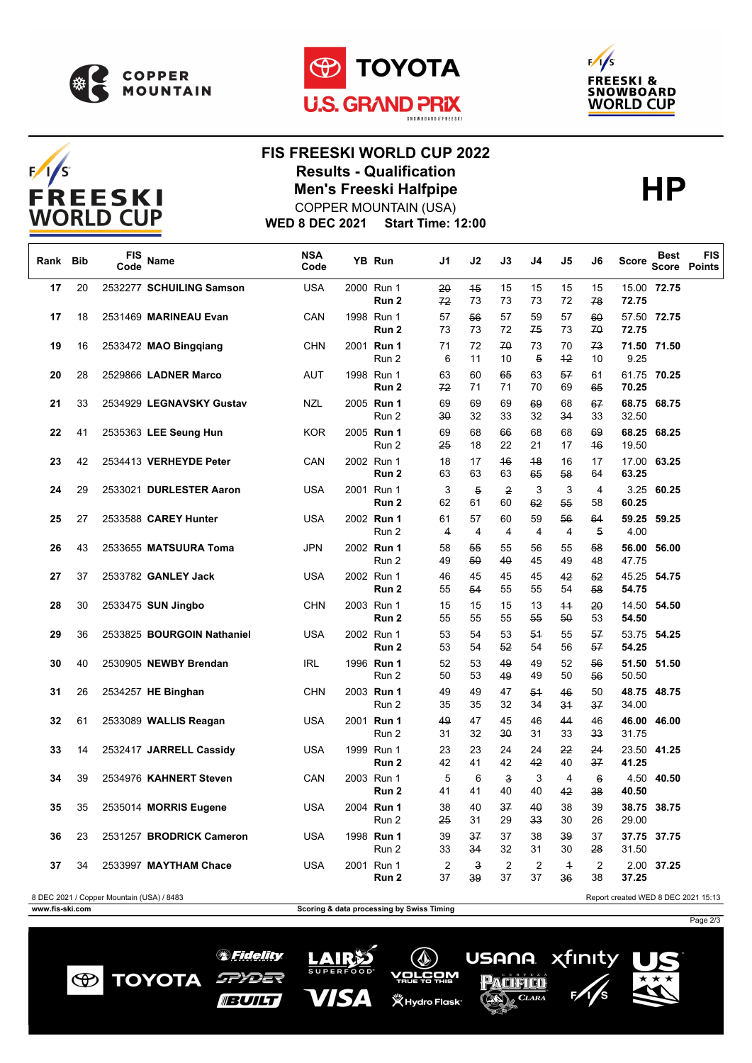# FIS FREESKI WORLD CUP 2022

## Results - Qualification

## Men's Freeski Halfpipe

COPPER MOUNTAIN (USA)

**WED 8 DEC 2021 Start Time: 12:00**

**HP**

| Rank | Bib | FIS Code | Name | NSA Code | YB | Run | J1 | J2 | J3 | J4 | J5 | J6 | Score | Best Score | FIS Points |
|---|---|---|---|---|---|---|---|---|---|---|---|---|---|---|---|
| 17 | 20 | 2532277 | **SCHUILING Samson** | USA | 2000 | Run 1 | ~~20~~ | ~~15~~ | 15 | 15 | 15 | 15 | 15.00 | **72.75** | |
| | | | | | | **Run 2** | ~~72~~ | 73 | 73 | 73 | 72 | ~~78~~ | **72.75** | | |
| 17 | 18 | 2531469 | **MARINEAU Evan** | CAN | 1998 | Run 1 | 57 | ~~56~~ | 57 | 59 | 57 | ~~60~~ | 57.50 | **72.75** | |
| | | | | | | **Run 2** | 73 | 73 | 72 | ~~75~~ | 73 | ~~70~~ | **72.75** | | |
| 19 | 16 | 2533472 | **MAO Bingqiang** | CHN | 2001 | **Run 1** | 71 | 72 | ~~70~~ | 73 | 70 | ~~73~~ | **71.50** | **71.50** | |
| | | | | | | Run 2 | 6 | 11 | 10 | ~~5~~ | ~~12~~ | 10 | 9.25 | | |
| 20 | 28 | 2529866 | **LADNER Marco** | AUT | 1998 | Run 1 | 63 | 60 | ~~65~~ | 63 | ~~57~~ | 61 | 61.75 | **70.25** | |
| | | | | | | **Run 2** | ~~72~~ | 71 | 71 | 70 | 69 | ~~65~~ | **70.25** | | |
| 21 | 33 | 2534929 | **LEGNAVSKY Gustav** | NZL | 2005 | **Run 1** | 69 | 69 | 69 | ~~69~~ | 68 | ~~67~~ | **68.75** | **68.75** | |
| | | | | | | Run 2 | ~~30~~ | 32 | 33 | 32 | ~~34~~ | 33 | 32.50 | | |
| 22 | 41 | 2535363 | **LEE Seung Hun** | KOR | 2005 | **Run 1** | 69 | 68 | ~~66~~ | 68 | 68 | ~~69~~ | **68.25** | **68.25** | |
| | | | | | | Run 2 | ~~25~~ | 18 | 22 | 21 | 17 | ~~16~~ | 19.50 | | |
| 23 | 42 | 2534413 | **VERHEYDE Peter** | CAN | 2002 | Run 1 | 18 | 17 | ~~16~~ | ~~18~~ | 16 | 17 | 17.00 | **63.25** | |
| | | | | | | **Run 2** | 63 | 63 | 63 | ~~65~~ | ~~58~~ | 64 | **63.25** | | |
| 24 | 29 | 2533021 | **DURLESTER Aaron** | USA | 2001 | Run 1 | 3 | ~~5~~ | ~~2~~ | 3 | 3 | 4 | 3.25 | **60.25** | |
| | | | | | | **Run 2** | 62 | 61 | 60 | ~~62~~ | ~~55~~ | 58 | **60.25** | | |
| 25 | 27 | 2533588 | **CAREY Hunter** | USA | 2002 | **Run 1** | 61 | 57 | 60 | 59 | ~~56~~ | ~~64~~ | **59.25** | **59.25** | |
| | | | | | | Run 2 | ~~4~~ | 4 | 4 | 4 | 4 | ~~5~~ | 4.00 | | |
| 26 | 43 | 2533655 | **MATSUURA Toma** | JPN | 2002 | **Run 1** | 58 | ~~55~~ | 55 | 56 | 55 | ~~58~~ | **56.00** | **56.00** | |
| | | | | | | Run 2 | 49 | ~~50~~ | ~~40~~ | 45 | 49 | 48 | 47.75 | | |
| 27 | 37 | 2533782 | **GANLEY Jack** | USA | 2002 | Run 1 | 46 | 45 | 45 | 45 | ~~42~~ | ~~52~~ | 45.25 | **54.75** | |
| | | | | | | **Run 2** | 55 | ~~54~~ | 55 | 55 | 54 | ~~58~~ | **54.75** | | |
| 28 | 30 | 2533475 | **SUN Jingbo** | CHN | 2003 | Run 1 | 15 | 15 | 15 | 13 | ~~11~~ | ~~20~~ | 14.50 | **54.50** | |
| | | | | | | **Run 2** | 55 | 55 | 55 | ~~55~~ | ~~50~~ | 53 | **54.50** | | |
| 29 | 36 | 2533825 | **BOURGOIN Nathaniel** | USA | 2002 | Run 1 | 53 | 54 | 53 | ~~51~~ | 55 | ~~57~~ | 53.75 | **54.25** | |
| | | | | | | **Run 2** | 53 | 54 | ~~52~~ | 54 | 56 | ~~57~~ | **54.25** | | |
| 30 | 40 | 2530905 | **NEWBY Brendan** | IRL | 1996 | **Run 1** | 52 | 53 | ~~49~~ | 49 | 52 | ~~56~~ | **51.50** | **51.50** | |
| | | | | | | Run 2 | 50 | 53 | ~~49~~ | 49 | 50 | ~~56~~ | 50.50 | | |
| 31 | 26 | 2534257 | **HE Binghan** | CHN | 2003 | **Run 1** | 49 | 49 | 47 | ~~51~~ | ~~46~~ | 50 | **48.75** | **48.75** | |
| | | | | | | Run 2 | 35 | 35 | 32 | 34 | ~~31~~ | ~~37~~ | 34.00 | | |
| 32 | 61 | 2533089 | **WALLIS Reagan** | USA | 2001 | **Run 1** | ~~49~~ | 47 | 45 | 46 | ~~44~~ | 46 | **46.00** | **46.00** | |
| | | | | | | Run 2 | 31 | 32 | ~~30~~ | 31 | 33 | ~~33~~ | 31.75 | | |
| 33 | 14 | 2532417 | **JARRELL Cassidy** | USA | 1999 | Run 1 | 23 | 23 | 24 | 24 | ~~22~~ | ~~24~~ | 23.50 | **41.25** | |
| | | | | | | **Run 2** | 42 | 41 | 42 | ~~42~~ | 40 | ~~37~~ | **41.25** | | |
| 34 | 39 | 2534976 | **KAHNERT Steven** | CAN | 2003 | Run 1 | 5 | 6 | ~~3~~ | 3 | 4 | ~~6~~ | 4.50 | **40.50** | |
| | | | | | | **Run 2** | 41 | 41 | 40 | 40 | ~~42~~ | ~~38~~ | **40.50** | | |
| 35 | 35 | 2535014 | **MORRIS Eugene** | USA | 2004 | **Run 1** | 38 | 40 | ~~37~~ | ~~40~~ | 38 | 39 | **38.75** | **38.75** | |
| | | | | | | Run 2 | ~~25~~ | 31 | 29 | ~~33~~ | 30 | 26 | 29.00 | | |
| 36 | 23 | 2531257 | **BRODRICK Cameron** | USA | 1998 | **Run 1** | 39 | ~~37~~ | 37 | 38 | ~~39~~ | 37 | **37.75** | **37.75** | |
| | | | | | | Run 2 | 33 | ~~34~~ | 32 | 31 | 30 | ~~28~~ | 31.50 | | |
| 37 | 34 | 2533997 | **MAYTHAM Chace** | USA | 2001 | Run 1 | 2 | ~~3~~ | 2 | 2 | ~~1~~ | 2 | 2.00 | **37.25** | |
| | | | | | | **Run 2** | 37 | ~~39~~ | 37 | 37 | ~~36~~ | 38 | **37.25** | | |

8 DEC 2021 / Copper Mountain (USA) / 8483

Report created WED 8 DEC 2021 15:13

www.fis-ski.com

Scoring & data processing by Swiss Timing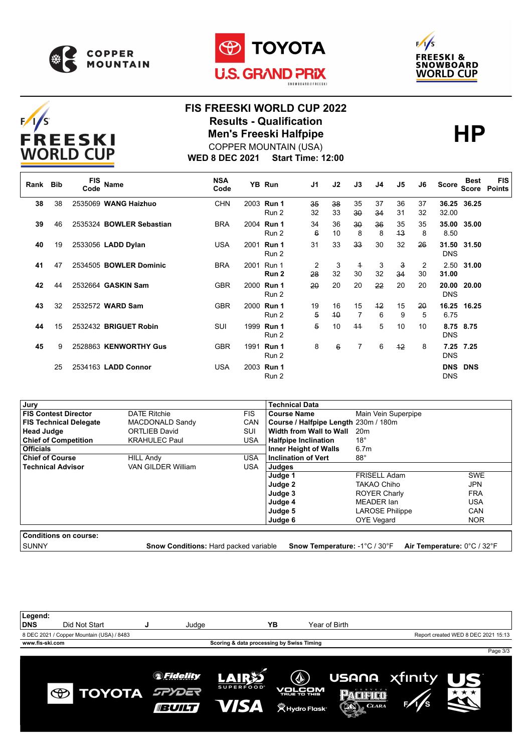# FIS FREESKI WORLD CUP 2022

## Results - Qualification

## Men's Freeski Halfpipe

COPPER MOUNTAIN (USA)

**WED 8 DEC 2021** **Start Time: 12:00**

**HP**

| Rank | Bib | FIS Code | Name | NSA Code | YB | Run | J1 | J2 | J3 | J4 | J5 | J6 | Score | Best Score | FIS Points |
|---|---|---|---|---|---|---|---|---|---|---|---|---|---|---|---|
| 38 | 38 | 2535069 | **WANG Haizhuo** | CHN | 2003 | **Run 1** | ~~35~~ | ~~38~~ | 35 | 37 | 36 | 37 | **36.25** | **36.25** | |
| | | | | | | Run 2 | 32 | 33 | ~~30~~ | ~~34~~ | 31 | 32 | 32.00 | | |
| 39 | 46 | 2535324 | **BOWLER Sebastian** | BRA | 2004 | **Run 1** | 34 | 36 | ~~30~~ | ~~36~~ | 35 | 35 | **35.00** | **35.00** | |
| | | | | | | Run 2 | ~~6~~ | 10 | 8 | 8 | ~~13~~ | 8 | 8.50 | | |
| 40 | 19 | 2533056 | **LADD Dylan** | USA | 2001 | **Run 1** | 31 | 33 | ~~33~~ | 30 | 32 | ~~26~~ | **31.50** | **31.50** | |
| | | | | | | Run 2 | | | | | | | DNS | | |
| 41 | 47 | 2534505 | **BOWLER Dominic** | BRA | 2001 | Run 1 | 2 | 3 | ~~1~~ | 3 | ~~3~~ | 2 | 2.50 | **31.00** | |
| | | | | | | **Run 2** | ~~28~~ | 32 | 30 | 32 | ~~34~~ | 30 | **31.00** | | |
| 42 | 44 | 2532664 | **GASKIN Sam** | GBR | 2000 | **Run 1** | ~~20~~ | 20 | 20 | ~~22~~ | 20 | 20 | **20.00** | **20.00** | |
| | | | | | | Run 2 | | | | | | | DNS | | |
| 43 | 32 | 2532572 | **WARD Sam** | GBR | 2000 | **Run 1** | 19 | 16 | 15 | ~~12~~ | 15 | ~~20~~ | **16.25** | **16.25** | |
| | | | | | | Run 2 | ~~5~~ | ~~10~~ | 7 | 6 | 9 | 5 | 6.75 | | |
| 44 | 15 | 2532432 | **BRIGUET Robin** | SUI | 1999 | **Run 1** | ~~5~~ | 10 | ~~11~~ | 5 | 10 | 10 | **8.75** | **8.75** | |
| | | | | | | Run 2 | | | | | | | DNS | | |
| 45 | 9 | 2528863 | **KENWORTHY Gus** | GBR | 1991 | **Run 1** | 8 | ~~6~~ | 7 | 6 | ~~12~~ | 8 | **7.25** | **7.25** | |
| | | | | | | Run 2 | | | | | | | DNS | | |
| | 25 | 2534163 | **LADD Connor** | USA | 2003 | **Run 1** | | | | | | | **DNS** | **DNS** | |
| | | | | | | Run 2 | | | | | | | DNS | | |

| **Jury** | | |
|---|---|---|
| **FIS Contest Director** | DATE Ritchie | FIS |
| **FIS Technical Delegate** | MACDONALD Sandy | CAN |
| **Head Judge** | ORTLIEB David | SUI |
| **Chief of Competition** | KRAHULEC Paul | USA |
| **Officials** | | |
| **Chief of Course** | HILL Andy | USA |
| **Technical Advisor** | VAN GILDER William | USA |

| **Technical Data** | | |
|---|---|---|
| **Course Name** | Main Vein Superpipe | |
| **Course / Halfpipe Length** | 230m / 180m | |
| **Width from Wall to Wall** | 20m | |
| **Halfpipe Inclination** | 18° | |
| **Inner Height of Walls** | 6.7m | |
| **Inclination of Vert** | 88° | |
| **Judges** | | |
| **Judge 1** | FRISELL Adam | SWE |
| **Judge 2** | TAKAO Chiho | JPN |
| **Judge 3** | ROYER Charly | FRA |
| **Judge 4** | MEADER Ian | USA |
| **Judge 5** | LAROSE Philippe | CAN |
| **Judge 6** | OYE Vegard | NOR |

**Conditions on course:**

SUNNY **Snow Conditions:** Hard packed variable **Snow Temperature:** -1°C / 30°F **Air Temperature:** 0°C / 32°F

**Legend:**
**DNS** Did Not Start **J** Judge **YB** Year of Birth

8 DEC 2021 / Copper Mountain (USA) / 8483 Report created WED 8 DEC 2021 15:13

www.fis-ski.com **Scoring & data processing by Swiss Timing**